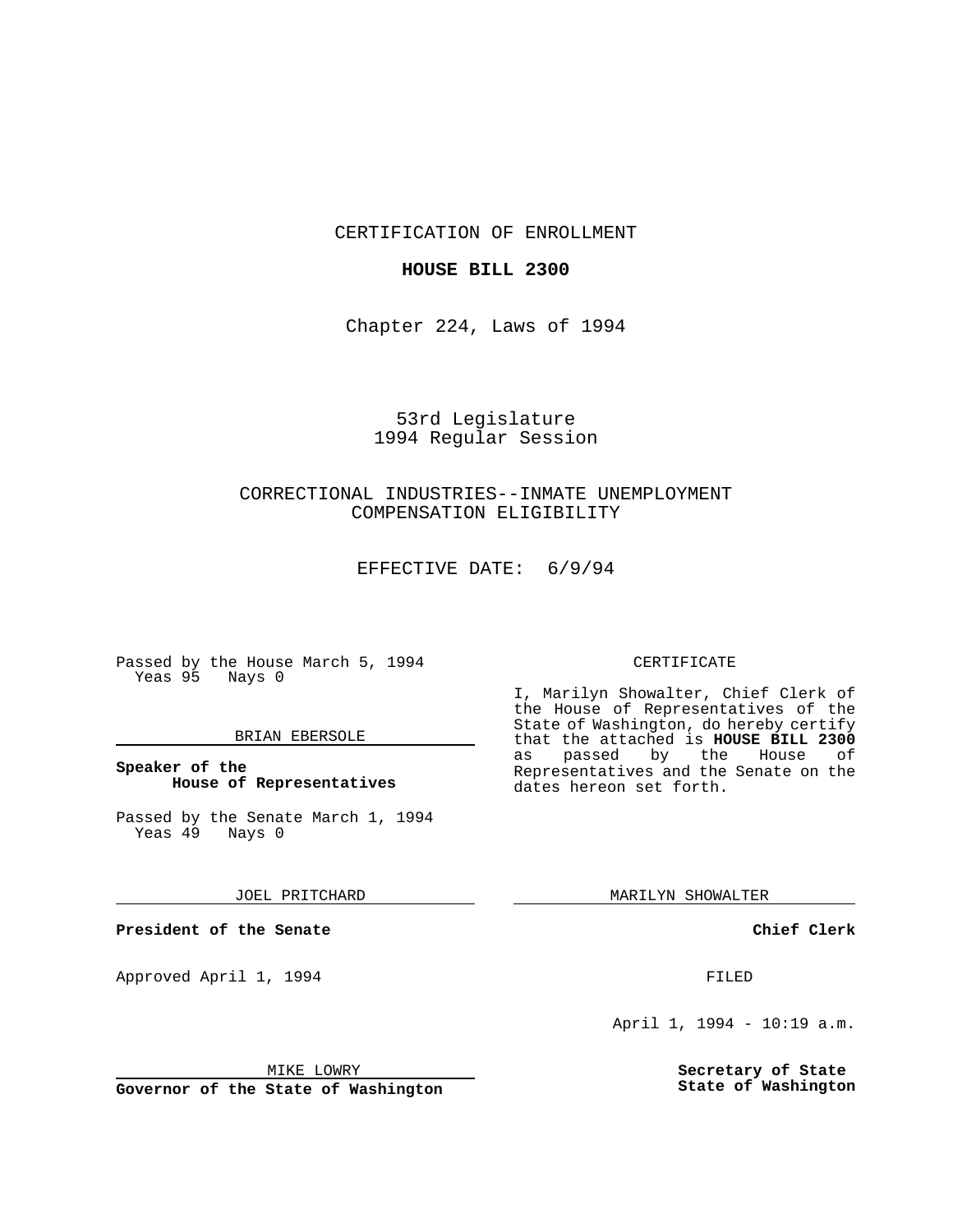CERTIFICATION OF ENROLLMENT

**HOUSE BILL 2300**

Chapter 224, Laws of 1994

53rd Legislature
1994 Regular Session

CORRECTIONAL INDUSTRIES--INMATE UNEMPLOYMENT COMPENSATION ELIGIBILITY

EFFECTIVE DATE: 6/9/94

Passed by the House March 5, 1994
Yeas 95 Nays 0

BRIAN EBERSOLE

**Speaker of the House of Representatives**

Passed by the Senate March 1, 1994
Yeas 49 Nays 0

JOEL PRITCHARD

**President of the Senate**

Approved April 1, 1994

MIKE LOWRY

**Governor of the State of Washington**

CERTIFICATE

I, Marilyn Showalter, Chief Clerk of the House of Representatives of the State of Washington, do hereby certify that the attached is **HOUSE BILL 2300** as passed by the House of Representatives and the Senate on the dates hereon set forth.

MARILYN SHOWALTER

**Chief Clerk**

FILED

April 1, 1994 - 10:19 a.m.

**Secretary of State**
**State of Washington**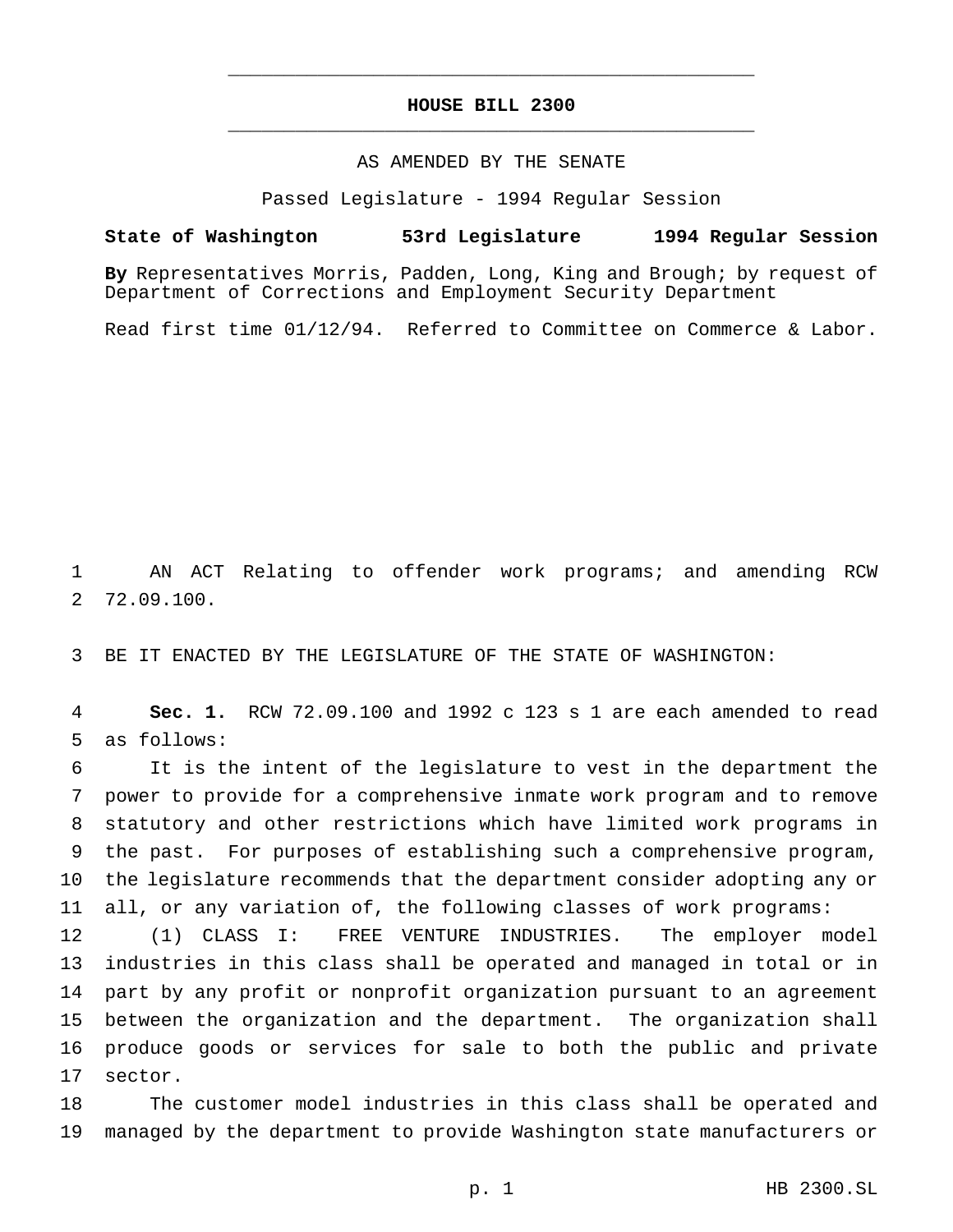# HOUSE BILL 2300

AS AMENDED BY THE SENATE

Passed Legislature - 1994 Regular Session

**State of Washington 53rd Legislature 1994 Regular Session**

**By** Representatives Morris, Padden, Long, King and Brough; by request of Department of Corrections and Employment Security Department

Read first time 01/12/94. Referred to Committee on Commerce & Labor.

AN ACT Relating to offender work programs; and amending RCW 72.09.100.

BE IT ENACTED BY THE LEGISLATURE OF THE STATE OF WASHINGTON:

**Sec. 1.** RCW 72.09.100 and 1992 c 123 s 1 are each amended to read as follows:

It is the intent of the legislature to vest in the department the power to provide for a comprehensive inmate work program and to remove statutory and other restrictions which have limited work programs in the past. For purposes of establishing such a comprehensive program, the legislature recommends that the department consider adopting any or all, or any variation of, the following classes of work programs:

(1) CLASS I: FREE VENTURE INDUSTRIES. The employer model industries in this class shall be operated and managed in total or in part by any profit or nonprofit organization pursuant to an agreement between the organization and the department. The organization shall produce goods or services for sale to both the public and private sector.

The customer model industries in this class shall be operated and managed by the department to provide Washington state manufacturers or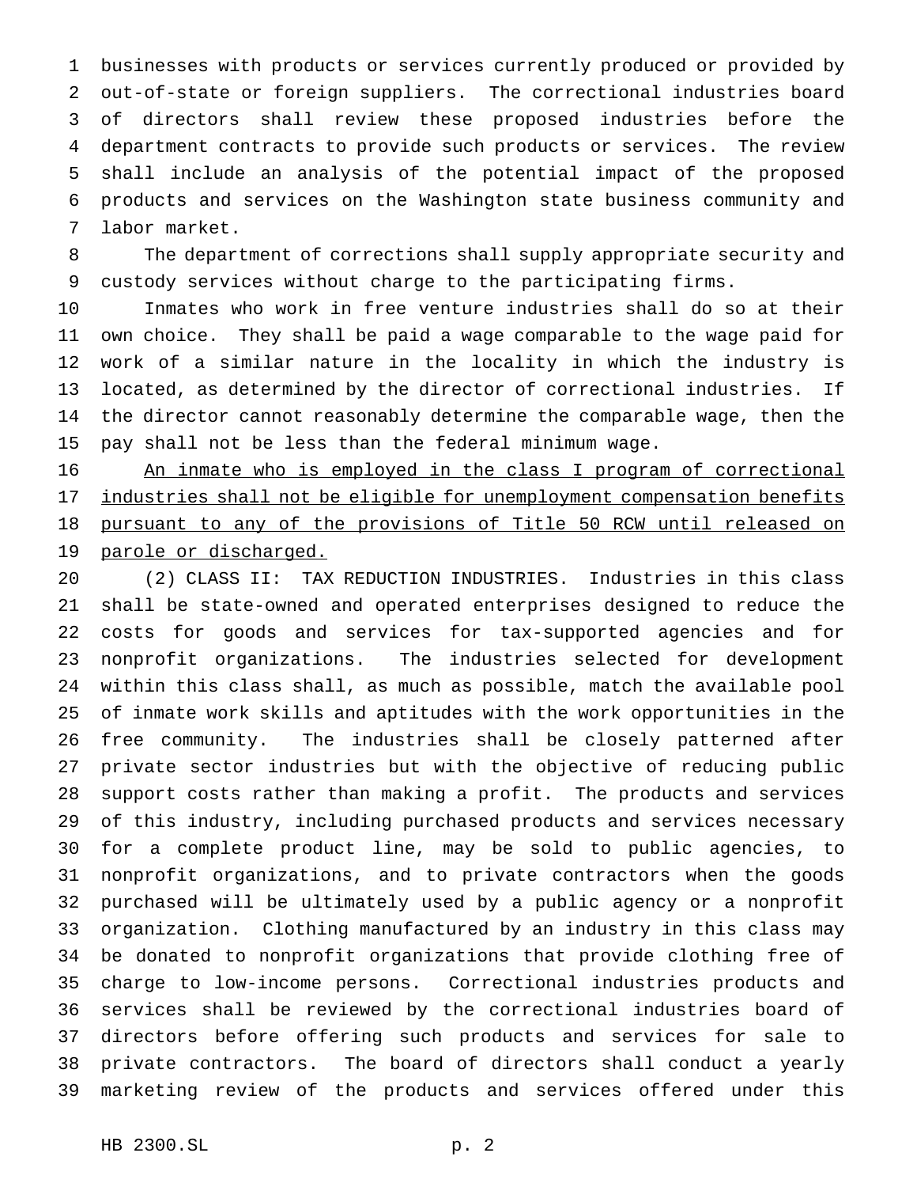businesses with products or services currently produced or provided by out-of-state or foreign suppliers. The correctional industries board of directors shall review these proposed industries before the department contracts to provide such products or services. The review shall include an analysis of the potential impact of the proposed products and services on the Washington state business community and labor market.

The department of corrections shall supply appropriate security and custody services without charge to the participating firms.

Inmates who work in free venture industries shall do so at their own choice. They shall be paid a wage comparable to the wage paid for work of a similar nature in the locality in which the industry is located, as determined by the director of correctional industries. If the director cannot reasonably determine the comparable wage, then the pay shall not be less than the federal minimum wage.

<u>An inmate who is employed in the class I program of correctional industries shall not be eligible for unemployment compensation benefits pursuant to any of the provisions of Title 50 RCW until released on parole or discharged.</u>

(2) CLASS II: TAX REDUCTION INDUSTRIES. Industries in this class shall be state-owned and operated enterprises designed to reduce the costs for goods and services for tax-supported agencies and for nonprofit organizations. The industries selected for development within this class shall, as much as possible, match the available pool of inmate work skills and aptitudes with the work opportunities in the free community. The industries shall be closely patterned after private sector industries but with the objective of reducing public support costs rather than making a profit. The products and services of this industry, including purchased products and services necessary for a complete product line, may be sold to public agencies, to nonprofit organizations, and to private contractors when the goods purchased will be ultimately used by a public agency or a nonprofit organization. Clothing manufactured by an industry in this class may be donated to nonprofit organizations that provide clothing free of charge to low-income persons. Correctional industries products and services shall be reviewed by the correctional industries board of directors before offering such products and services for sale to private contractors. The board of directors shall conduct a yearly marketing review of the products and services offered under this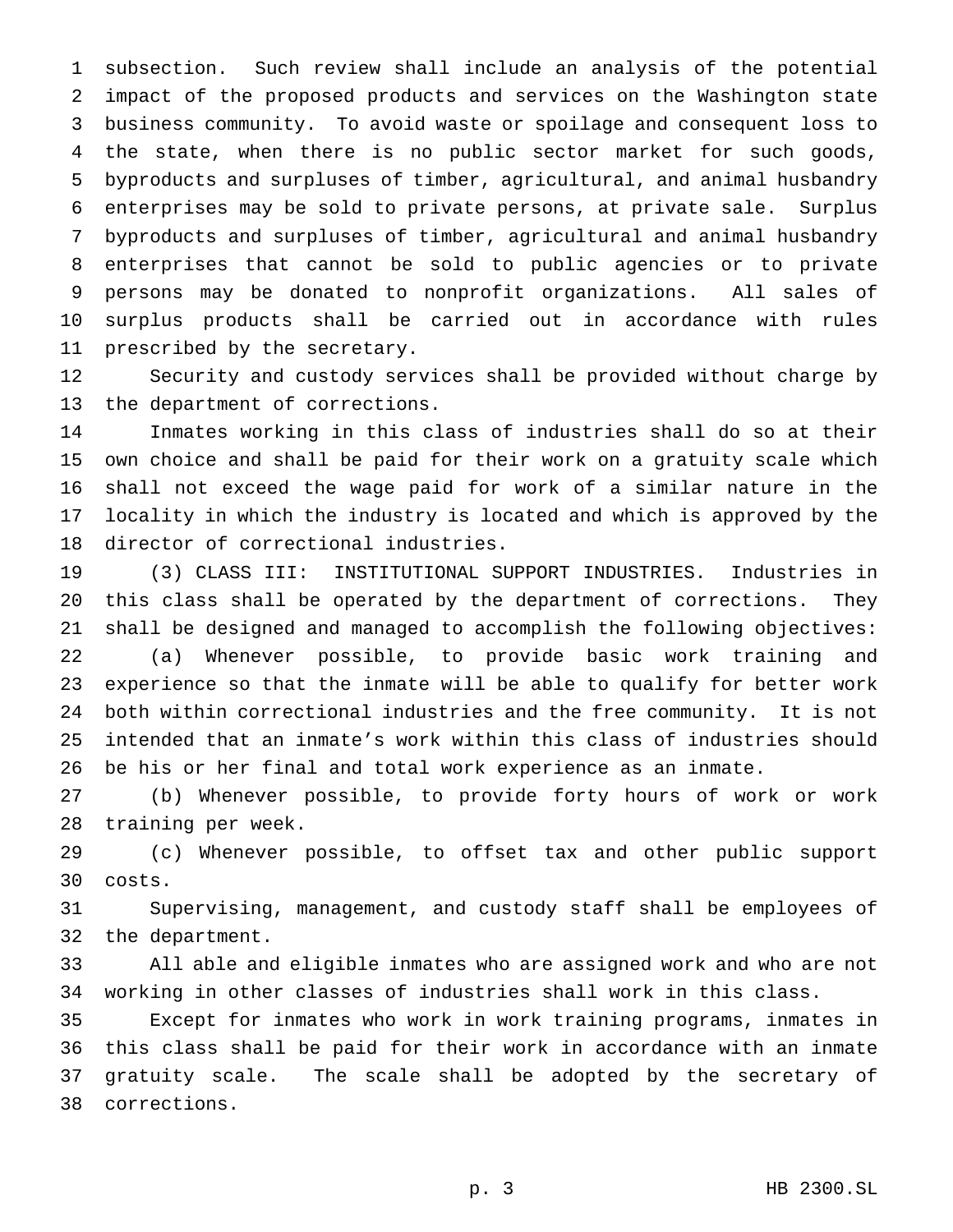subsection. Such review shall include an analysis of the potential impact of the proposed products and services on the Washington state business community. To avoid waste or spoilage and consequent loss to the state, when there is no public sector market for such goods, byproducts and surpluses of timber, agricultural, and animal husbandry enterprises may be sold to private persons, at private sale. Surplus byproducts and surpluses of timber, agricultural and animal husbandry enterprises that cannot be sold to public agencies or to private persons may be donated to nonprofit organizations. All sales of surplus products shall be carried out in accordance with rules prescribed by the secretary.

Security and custody services shall be provided without charge by the department of corrections.

Inmates working in this class of industries shall do so at their own choice and shall be paid for their work on a gratuity scale which shall not exceed the wage paid for work of a similar nature in the locality in which the industry is located and which is approved by the director of correctional industries.

(3) CLASS III: INSTITUTIONAL SUPPORT INDUSTRIES. Industries in this class shall be operated by the department of corrections. They shall be designed and managed to accomplish the following objectives:

(a) Whenever possible, to provide basic work training and experience so that the inmate will be able to qualify for better work both within correctional industries and the free community. It is not intended that an inmate's work within this class of industries should be his or her final and total work experience as an inmate.

(b) Whenever possible, to provide forty hours of work or work training per week.

(c) Whenever possible, to offset tax and other public support costs.

Supervising, management, and custody staff shall be employees of the department.

All able and eligible inmates who are assigned work and who are not working in other classes of industries shall work in this class.

Except for inmates who work in work training programs, inmates in this class shall be paid for their work in accordance with an inmate gratuity scale. The scale shall be adopted by the secretary of corrections.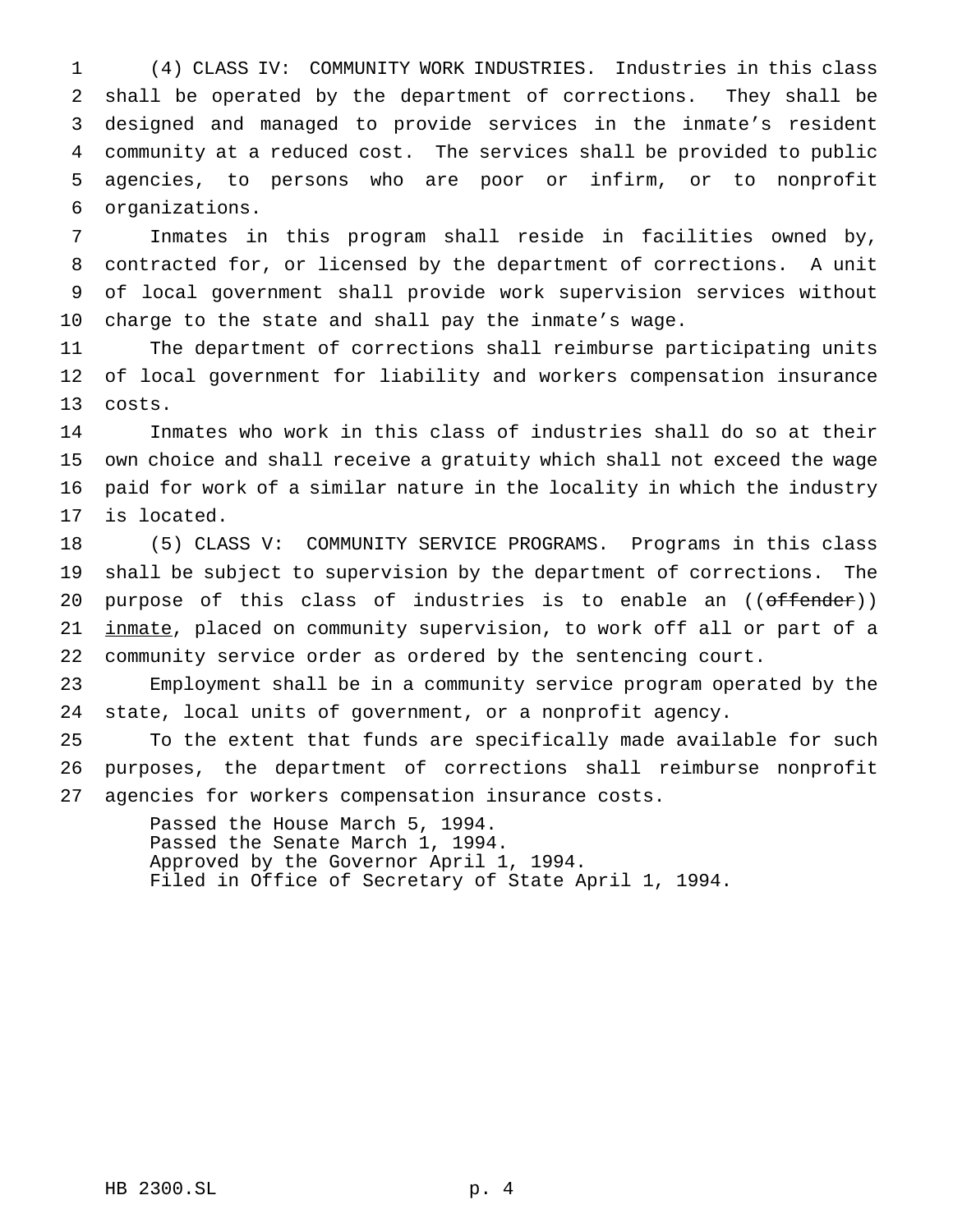(4) CLASS IV: COMMUNITY WORK INDUSTRIES. Industries in this class shall be operated by the department of corrections. They shall be designed and managed to provide services in the inmate's resident community at a reduced cost. The services shall be provided to public agencies, to persons who are poor or infirm, or to nonprofit organizations.

Inmates in this program shall reside in facilities owned by, contracted for, or licensed by the department of corrections. A unit of local government shall provide work supervision services without charge to the state and shall pay the inmate's wage.

The department of corrections shall reimburse participating units of local government for liability and workers compensation insurance costs.

Inmates who work in this class of industries shall do so at their own choice and shall receive a gratuity which shall not exceed the wage paid for work of a similar nature in the locality in which the industry is located.

(5) CLASS V: COMMUNITY SERVICE PROGRAMS. Programs in this class shall be subject to supervision by the department of corrections. The purpose of this class of industries is to enable an ((~~offender~~)) inmate, placed on community supervision, to work off all or part of a community service order as ordered by the sentencing court.

Employment shall be in a community service program operated by the state, local units of government, or a nonprofit agency.

To the extent that funds are specifically made available for such purposes, the department of corrections shall reimburse nonprofit agencies for workers compensation insurance costs.

Passed the House March 5, 1994.
Passed the Senate March 1, 1994.
Approved by the Governor April 1, 1994.
Filed in Office of Secretary of State April 1, 1994.